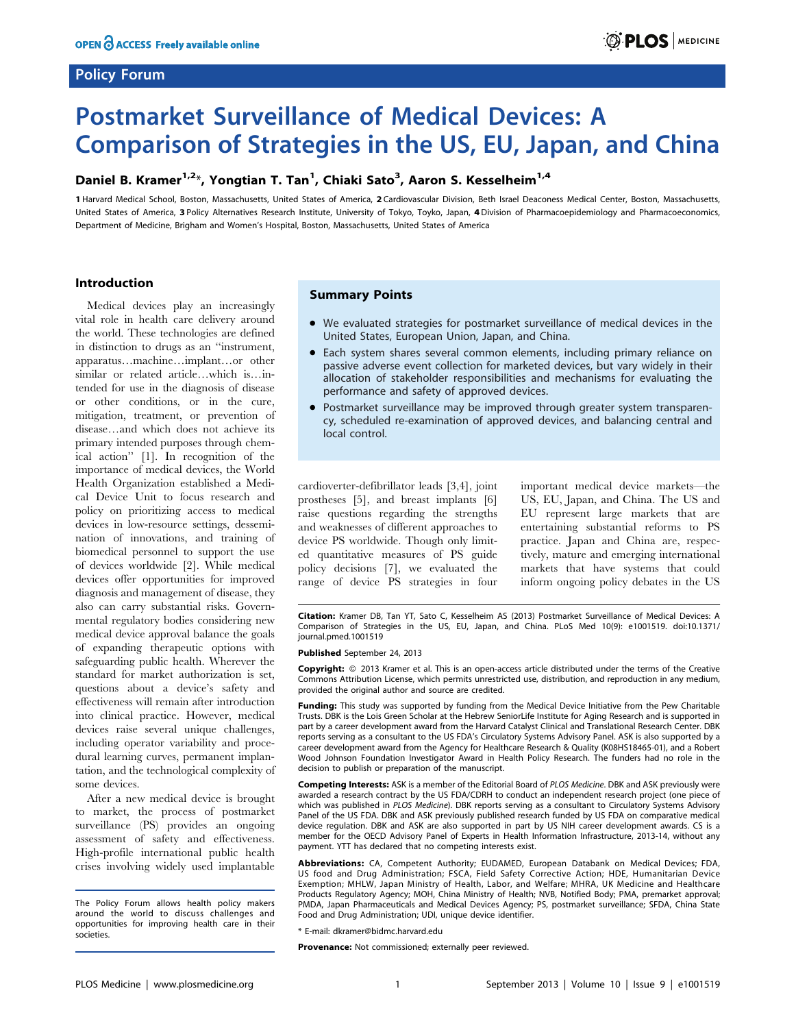Policy Forum

# Postmarket Surveillance of Medical Devices: A Comparison of Strategies in the US, EU, Japan, and China

**Daniel B. Kramer[1,2]*, Yongtian T. Tan[1], Chiaki Sato[3], Aaron S. Kesselheim[1,4]**

**1** Harvard Medical School, Boston, Massachusetts, United States of America, **2** Cardiovascular Division, Beth Israel Deaconess Medical Center, Boston, Massachusetts, United States of America, **3** Policy Alternatives Research Institute, University of Tokyo, Toyko, Japan, **4** Division of Pharmacoepidemiology and Pharmacoeconomics, Department of Medicine, Brigham and Women's Hospital, Boston, Massachusetts, United States of America

## Summary Points

- We evaluated strategies for postmarket surveillance of medical devices in the United States, European Union, Japan, and China.
- Each system shares several common elements, including primary reliance on passive adverse event collection for marketed devices, but vary widely in their allocation of stakeholder responsibilities and mechanisms for evaluating the performance and safety of approved devices.
- Postmarket surveillance may be improved through greater system transparency, scheduled re-examination of approved devices, and balancing central and local control.

## Introduction

Medical devices play an increasingly vital role in health care delivery around the world. These technologies are defined in distinction to drugs as an "instrument, apparatus…machine…implant…or other similar or related article…which is…intended for use in the diagnosis of disease or other conditions, or in the cure, mitigation, treatment, or prevention of disease…and which does not achieve its primary intended purposes through chemical action" [1]. In recognition of the importance of medical devices, the World Health Organization established a Medical Device Unit to focus research and policy on prioritizing access to medical devices in low-resource settings, dissemination of innovations, and training of biomedical personnel to support the use of devices worldwide [2]. While medical devices offer opportunities for improved diagnosis and management of disease, they also can carry substantial risks. Governmental regulatory bodies considering new medical device approval balance the goals of expanding therapeutic options with safeguarding public health. Wherever the standard for market authorization is set, questions about a device's safety and effectiveness will remain after introduction into clinical practice. However, medical devices raise several unique challenges, including operator variability and procedural learning curves, permanent implantation, and the technological complexity of some devices.

After a new medical device is brought to market, the process of postmarket surveillance (PS) provides an ongoing assessment of safety and effectiveness. High-profile international public health crises involving widely used implantable cardioverter-defibrillator leads [3,4], joint prostheses [5], and breast implants [6] raise questions regarding the strengths and weaknesses of different approaches to device PS worldwide. Though only limited quantitative measures of PS guide policy decisions [7], we evaluated the range of device PS strategies in four important medical device markets—the US, EU, Japan, and China. The US and EU represent large markets that are entertaining substantial reforms to PS practice. Japan and China are, respectively, mature and emerging international markets that have systems that could inform ongoing policy debates in the US

The Policy Forum allows health policy makers around the world to discuss challenges and opportunities for improving health care in their societies.

**Citation:** Kramer DB, Tan YT, Sato C, Kesselheim AS (2013) Postmarket Surveillance of Medical Devices: A Comparison of Strategies in the US, EU, Japan, and China. PLoS Med 10(9): e1001519. doi:10.1371/journal.pmed.1001519

**Published** September 24, 2013

**Copyright:** © 2013 Kramer et al. This is an open-access article distributed under the terms of the Creative Commons Attribution License, which permits unrestricted use, distribution, and reproduction in any medium, provided the original author and source are credited.

**Funding:** This study was supported by funding from the Medical Device Initiative from the Pew Charitable Trusts. DBK is the Lois Green Scholar at the Hebrew SeniorLife Institute for Aging Research and is supported in part by a career development award from the Harvard Catalyst Clinical and Translational Research Center. DBK reports serving as a consultant to the US FDA's Circulatory Systems Advisory Panel. ASK is also supported by a career development award from the Agency for Healthcare Research & Quality (K08HS18465-01), and a Robert Wood Johnson Foundation Investigator Award in Health Policy Research. The funders had no role in the decision to publish or preparation of the manuscript.

**Competing Interests:** ASK is a member of the Editorial Board of *PLOS Medicine*. DBK and ASK previously were awarded a research contract by the US FDA/CDRH to conduct an independent research project (one piece of which was published in *PLOS Medicine*). DBK reports serving as a consultant to Circulatory Systems Advisory Panel of the US FDA. DBK and ASK previously published research funded by US FDA on comparative medical device regulation. DBK and ASK are also supported in part by US NIH career development awards. CS is a member for the OECD Advisory Panel of Experts in Health Information Infrastructure, 2013-14, without any payment. YTT has declared that no competing interests exist.

**Abbreviations:** CA, Competent Authority; EUDAMED, European Databank on Medical Devices; FDA, US food and Drug Administration; FSCA, Field Safety Corrective Action; HDE, Humanitarian Device Exemption; MHLW, Japan Ministry of Health, Labor, and Welfare; MHRA, UK Medicine and Healthcare Products Regulatory Agency; MOH, China Ministry of Health; NVB, Notified Body; PMA, premarket approval; PMDA, Japan Pharmaceuticals and Medical Devices Agency; PS, postmarket surveillance; SFDA, China State Food and Drug Administration; UDI, unique device identifier.

* E-mail: dkramer@bidmc.harvard.edu

**Provenance:** Not commissioned; externally peer reviewed.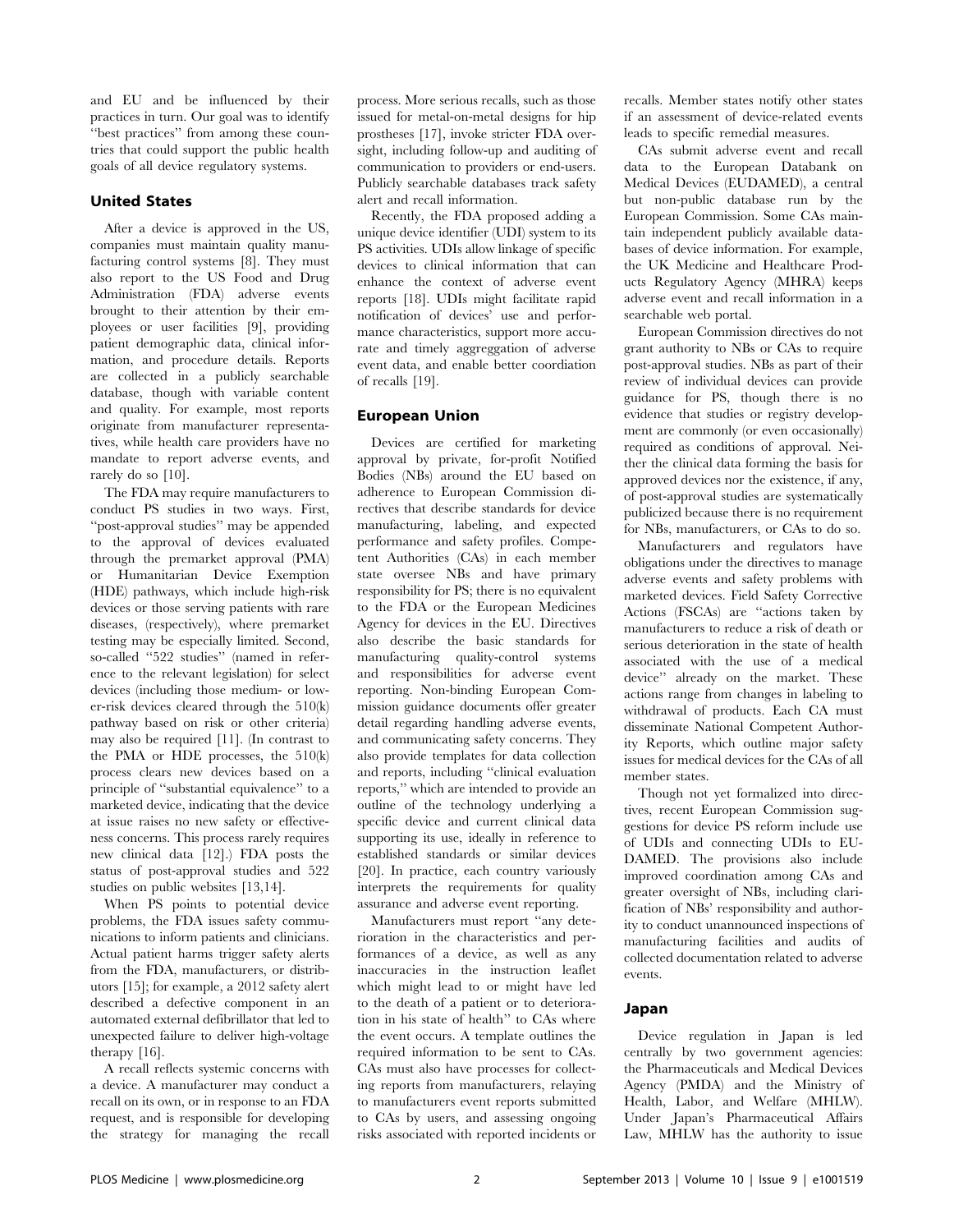and EU and be influenced by their practices in turn. Our goal was to identify "best practices" from among these countries that could support the public health goals of all device regulatory systems.

## United States

After a device is approved in the US, companies must maintain quality manufacturing control systems [8]. They must also report to the US Food and Drug Administration (FDA) adverse events brought to their attention by their employees or user facilities [9], providing patient demographic data, clinical information, and procedure details. Reports are collected in a publicly searchable database, though with variable content and quality. For example, most reports originate from manufacturer representatives, while health care providers have no mandate to report adverse events, and rarely do so [10].

The FDA may require manufacturers to conduct PS studies in two ways. First, "post-approval studies" may be appended to the approval of devices evaluated through the premarket approval (PMA) or Humanitarian Device Exemption (HDE) pathways, which include high-risk devices or those serving patients with rare diseases, (respectively), where premarket testing may be especially limited. Second, so-called "522 studies" (named in reference to the relevant legislation) for select devices (including those medium- or lower-risk devices cleared through the 510(k) pathway based on risk or other criteria) may also be required [11]. (In contrast to the PMA or HDE processes, the 510(k) process clears new devices based on a principle of "substantial equivalence" to a marketed device, indicating that the device at issue raises no new safety or effectiveness concerns. This process rarely requires new clinical data [12].) FDA posts the status of post-approval studies and 522 studies on public websites [13,14].

When PS points to potential device problems, the FDA issues safety communications to inform patients and clinicians. Actual patient harms trigger safety alerts from the FDA, manufacturers, or distributors [15]; for example, a 2012 safety alert described a defective component in an automated external defibrillator that led to unexpected failure to deliver high-voltage therapy [16].

A recall reflects systemic concerns with a device. A manufacturer may conduct a recall on its own, or in response to an FDA request, and is responsible for developing the strategy for managing the recall process. More serious recalls, such as those issued for metal-on-metal designs for hip prostheses [17], invoke stricter FDA oversight, including follow-up and auditing of communication to providers or end-users. Publicly searchable databases track safety alert and recall information.

Recently, the FDA proposed adding a unique device identifier (UDI) system to its PS activities. UDIs allow linkage of specific devices to clinical information that can enhance the context of adverse event reports [18]. UDIs might facilitate rapid notification of devices' use and performance characteristics, support more accurate and timely aggregation of adverse event data, and enable better coordination of recalls [19].

## European Union

Devices are certified for marketing approval by private, for-profit Notified Bodies (NBs) around the EU based on adherence to European Commission directives that describe standards for device manufacturing, labeling, and expected performance and safety profiles. Competent Authorities (CAs) in each member state oversee NBs and have primary responsibility for PS; there is no equivalent to the FDA or the European Medicines Agency for devices in the EU. Directives also describe the basic standards for manufacturing quality-control systems and responsibilities for adverse event reporting. Non-binding European Commission guidance documents offer greater detail regarding handling adverse events, and communicating safety concerns. They also provide templates for data collection and reports, including "clinical evaluation reports," which are intended to provide an outline of the technology underlying a specific device and current clinical data supporting its use, ideally in reference to established standards or similar devices [20]. In practice, each country variously interprets the requirements for quality assurance and adverse event reporting.

Manufacturers must report "any deterioration in the characteristics and performances of a device, as well as any inaccuracies in the instruction leaflet which might lead to or might have led to the death of a patient or to deterioration in his state of health" to CAs where the event occurs. A template outlines the required information to be sent to CAs. CAs must also have processes for collecting reports from manufacturers, relaying to manufacturers event reports submitted to CAs by users, and assessing ongoing risks associated with reported incidents or recalls. Member states notify other states if an assessment of device-related events leads to specific remedial measures.

CAs submit adverse event and recall data to the European Databank on Medical Devices (EUDAMED), a central but non-public database run by the European Commission. Some CAs maintain independent publicly available databases of device information. For example, the UK Medicine and Healthcare Products Regulatory Agency (MHRA) keeps adverse event and recall information in a searchable web portal.

European Commission directives do not grant authority to NBs or CAs to require post-approval studies. NBs as part of their review of individual devices can provide guidance for PS, though there is no evidence that studies or registry development are commonly (or even occasionally) required as conditions of approval. Neither the clinical data forming the basis for approved devices nor the existence, if any, of post-approval studies are systematically publicized because there is no requirement for NBs, manufacturers, or CAs to do so.

Manufacturers and regulators have obligations under the directives to manage adverse events and safety problems with marketed devices. Field Safety Corrective Actions (FSCAs) are "actions taken by manufacturers to reduce a risk of death or serious deterioration in the state of health associated with the use of a medical device" already on the market. These actions range from changes in labeling to withdrawal of products. Each CA must disseminate National Competent Authority Reports, which outline major safety issues for medical devices for the CAs of all member states.

Though not yet formalized into directives, recent European Commission suggestions for device PS reform include use of UDIs and connecting UDIs to EUDAMED. The provisions also include improved coordination among CAs and greater oversight of NBs, including clarification of NBs' responsibility and authority to conduct unannounced inspections of manufacturing facilities and audits of collected documentation related to adverse events.

## Japan

Device regulation in Japan is led centrally by two government agencies: the Pharmaceuticals and Medical Devices Agency (PMDA) and the Ministry of Health, Labor, and Welfare (MHLW). Under Japan's Pharmaceutical Affairs Law, MHLW has the authority to issue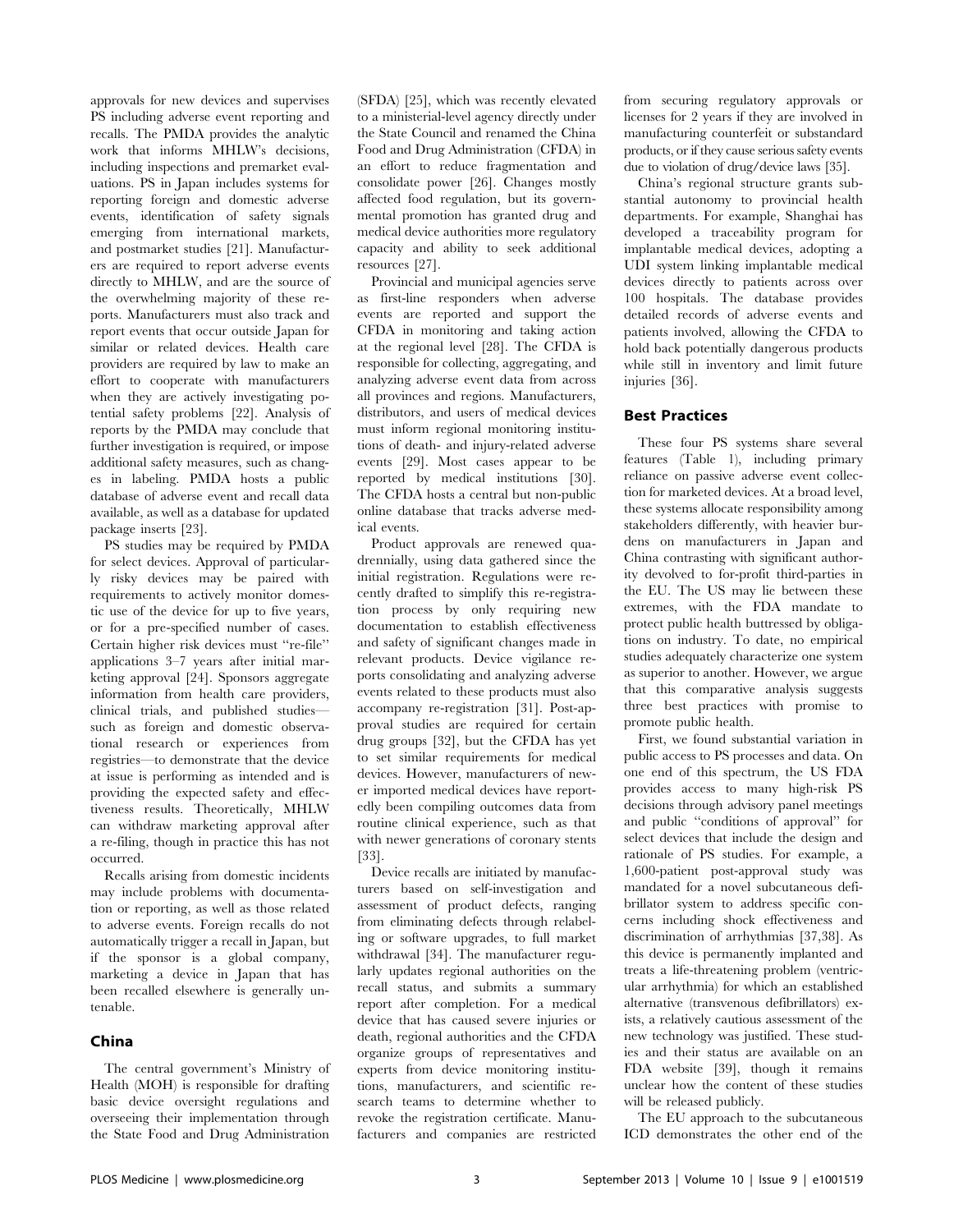approvals for new devices and supervises PS including adverse event reporting and recalls. The PMDA provides the analytic work that informs MHLW's decisions, including inspections and premarket evaluations. PS in Japan includes systems for reporting foreign and domestic adverse events, identification of safety signals emerging from international markets, and postmarket studies [21]. Manufacturers are required to report adverse events directly to MHLW, and are the source of the overwhelming majority of these reports. Manufacturers must also track and report events that occur outside Japan for similar or related devices. Health care providers are required by law to make an effort to cooperate with manufacturers when they are actively investigating potential safety problems [22]. Analysis of reports by the PMDA may conclude that further investigation is required, or impose additional safety measures, such as changes in labeling. PMDA hosts a public database of adverse event and recall data available, as well as a database for updated package inserts [23].

PS studies may be required by PMDA for select devices. Approval of particularly risky devices may be paired with requirements to actively monitor domestic use of the device for up to five years, or for a pre-specified number of cases. Certain higher risk devices must "re-file" applications 3–7 years after initial marketing approval [24]. Sponsors aggregate information from health care providers, clinical trials, and published studies—such as foreign and domestic observational research or experiences from registries—to demonstrate that the device at issue is performing as intended and is providing the expected safety and effectiveness results. Theoretically, MHLW can withdraw marketing approval after a re-filing, though in practice this has not occurred.

Recalls arising from domestic incidents may include problems with documentation or reporting, as well as those related to adverse events. Foreign recalls do not automatically trigger a recall in Japan, but if the sponsor is a global company, marketing a device in Japan that has been recalled elsewhere is generally untenable.

## China

The central government's Ministry of Health (MOH) is responsible for drafting basic device oversight regulations and overseeing their implementation through the State Food and Drug Administration (SFDA) [25], which was recently elevated to a ministerial-level agency directly under the State Council and renamed the China Food and Drug Administration (CFDA) in an effort to reduce fragmentation and consolidate power [26]. Changes mostly affected food regulation, but its governmental promotion has granted drug and medical device authorities more regulatory capacity and ability to seek additional resources [27].

Provincial and municipal agencies serve as first-line responders when adverse events are reported and support the CFDA in monitoring and taking action at the regional level [28]. The CFDA is responsible for collecting, aggregating, and analyzing adverse event data from across all provinces and regions. Manufacturers, distributors, and users of medical devices must inform regional monitoring institutions of death- and injury-related adverse events [29]. Most cases appear to be reported by medical institutions [30]. The CFDA hosts a central but non-public online database that tracks adverse medical events.

Product approvals are renewed quadrennially, using data gathered since the initial registration. Regulations were recently drafted to simplify this re-registration process by only requiring new documentation to establish effectiveness and safety of significant changes made in relevant products. Device vigilance reports consolidating and analyzing adverse events related to these products must also accompany re-registration [31]. Post-approval studies are required for certain drug groups [32], but the CFDA has yet to set similar requirements for medical devices. However, manufacturers of newer imported medical devices have reportedly been compiling outcomes data from routine clinical experience, such as that with newer generations of coronary stents [33].

Device recalls are initiated by manufacturers based on self-investigation and assessment of product defects, ranging from eliminating defects through relabeling or software upgrades, to full market withdrawal [34]. The manufacturer regularly updates regional authorities on the recall status, and submits a summary report after completion. For a medical device that has caused severe injuries or death, regional authorities and the CFDA organize groups of representatives and experts from device monitoring institutions, manufacturers, and scientific research teams to determine whether to revoke the registration certificate. Manufacturers and companies are restricted from securing regulatory approvals or licenses for 2 years if they are involved in manufacturing counterfeit or substandard products, or if they cause serious safety events due to violation of drug/device laws [35].

China's regional structure grants substantial autonomy to provincial health departments. For example, Shanghai has developed a traceability program for implantable medical devices, adopting a UDI system linking implantable medical devices directly to patients across over 100 hospitals. The database provides detailed records of adverse events and patients involved, allowing the CFDA to hold back potentially dangerous products while still in inventory and limit future injuries [36].

## Best Practices

These four PS systems share several features (Table 1), including primary reliance on passive adverse event collection for marketed devices. At a broad level, these systems allocate responsibility among stakeholders differently, with heavier burdens on manufacturers in Japan and China contrasting with significant authority devolved to for-profit third-parties in the EU. The US may lie between these extremes, with the FDA mandate to protect public health buttressed by obligations on industry. To date, no empirical studies adequately characterize one system as superior to another. However, we argue that this comparative analysis suggests three best practices with promise to promote public health.

First, we found substantial variation in public access to PS processes and data. On one end of this spectrum, the US FDA provides access to many high-risk PS decisions through advisory panel meetings and public "conditions of approval" for select devices that include the design and rationale of PS studies. For example, a 1,600-patient post-approval study was mandated for a novel subcutaneous defibrillator system to address specific concerns including shock effectiveness and discrimination of arrhythmias [37,38]. As this device is permanently implanted and treats a life-threatening problem (ventricular arrhythmia) for which an established alternative (transvenous defibrillators) exists, a relatively cautious assessment of the new technology was justified. These studies and their status are available on an FDA website [39], though it remains unclear how the content of these studies will be released publicly.

The EU approach to the subcutaneous ICD demonstrates the other end of the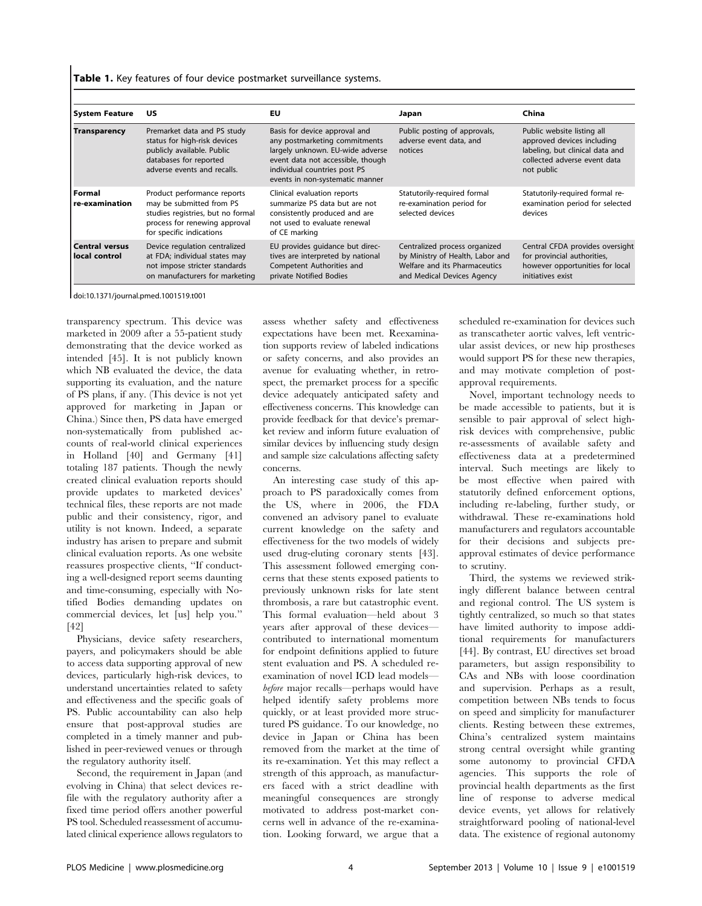**Table 1.** Key features of four device postmarket surveillance systems.

| System Feature | US | EU | Japan | China |
|---|---|---|---|---|
| **Transparency** | Premarket data and PS study status for high-risk devices publicly available. Public databases for reported adverse events and recalls. | Basis for device approval and any postmarketing commitments largely unknown. EU-wide adverse event data not accessible, though individual countries post PS events in non-systematic manner | Public posting of approvals, adverse event data, and notices | Public website listing all approved devices including labeling, but clinical data and collected adverse event data not public |
| **Formal re-examination** | Product performance reports may be submitted from PS studies registries, but no formal process for renewing approval for specific indications | Clinical evaluation reports summarize PS data but are not consistently produced and are not used to evaluate renewal of CE marking | Statutorily-required formal re-examination period for selected devices | Statutorily-required formal re-examination period for selected devices |
| **Central versus local control** | Device regulation centralized at FDA; individual states may not impose stricter standards on manufacturers for marketing | EU provides guidance but directives are interpreted by national Competent Authorities and private Notified Bodies | Centralized process organized by Ministry of Health, Labor and Welfare and its Pharmaceutics and Medical Devices Agency | Central CFDA provides oversight for provincial authorities, however opportunities for local initiatives exist |

doi:10.1371/journal.pmed.1001519.t001

transparency spectrum. This device was marketed in 2009 after a 55-patient study demonstrating that the device worked as intended [45]. It is not publicly known which NB evaluated the device, the data supporting its evaluation, and the nature of PS plans, if any. (This device is not yet approved for marketing in Japan or China.) Since then, PS data have emerged non-systematically from published accounts of real-world clinical experiences in Holland [40] and Germany [41] totaling 187 patients. Though the newly created clinical evaluation reports should provide updates to marketed devices' technical files, these reports are not made public and their consistency, rigor, and utility is not known. Indeed, a separate industry has arisen to prepare and submit clinical evaluation reports. As one website reassures prospective clients, "If conducting a well-designed report seems daunting and time-consuming, especially with Notified Bodies demanding updates on commercial devices, let [us] help you." [42]

Physicians, device safety researchers, payers, and policymakers should be able to access data supporting approval of new devices, particularly high-risk devices, to understand uncertainties related to safety and effectiveness and the specific goals of PS. Public accountability can also help ensure that post-approval studies are completed in a timely manner and published in peer-reviewed venues or through the regulatory authority itself.

Second, the requirement in Japan (and evolving in China) that select devices re-file with the regulatory authority after a fixed time period offers another powerful PS tool. Scheduled reassessment of accumulated clinical experience allows regulators to assess whether safety and effectiveness expectations have been met. Reexamination supports review of labeled indications or safety concerns, and also provides an avenue for evaluating whether, in retrospect, the premarket process for a specific device adequately anticipated safety and effectiveness concerns. This knowledge can provide feedback for that device's premarket review and inform future evaluation of similar devices by influencing study design and sample size calculations affecting safety concerns.

An interesting case study of this approach to PS paradoxically comes from the US, where in 2006, the FDA convened an advisory panel to evaluate current knowledge on the safety and effectiveness for the two models of widely used drug-eluting coronary stents [43]. This assessment followed emerging concerns that these stents exposed patients to previously unknown risks for late stent thrombosis, a rare but catastrophic event. This formal evaluation—held about 3 years after approval of these devices—contributed to international momentum for endpoint definitions applied to future stent evaluation and PS. A scheduled re-examination of novel ICD lead models—*before* major recalls—perhaps would have helped identify safety problems more quickly, or at least provided more structured PS guidance. To our knowledge, no device in Japan or China has been removed from the market at the time of its re-examination. Yet this may reflect a strength of this approach, as manufacturers faced with a strict deadline with meaningful consequences are strongly motivated to address post-market concerns well in advance of the re-examination. Looking forward, we argue that a scheduled re-examination for devices such as transcatheter aortic valves, left ventricular assist devices, or new hip prostheses would support PS for these new therapies, and may motivate completion of post-approval requirements.

Novel, important technology needs to be made accessible to patients, but it is sensible to pair approval of select high-risk devices with comprehensive, public re-assessments of available safety and effectiveness data at a predetermined interval. Such meetings are likely to be most effective when paired with statutorily defined enforcement options, including re-labeling, further study, or withdrawal. These re-examinations hold manufacturers and regulators accountable for their decisions and subjects pre-approval estimates of device performance to scrutiny.

Third, the systems we reviewed strikingly different balance between central and regional control. The US system is tightly centralized, so much so that states have limited authority to impose additional requirements for manufacturers [44]. By contrast, EU directives set broad parameters, but assign responsibility to CAs and NBs with loose coordination and supervision. Perhaps as a result, competition between NBs tends to focus on speed and simplicity for manufacturer clients. Resting between these extremes, China's centralized system maintains strong central oversight while granting some autonomy to provincial CFDA agencies. This supports the role of provincial health departments as the first line of response to adverse medical device events, yet allows for relatively straightforward pooling of national-level data. The existence of regional autonomy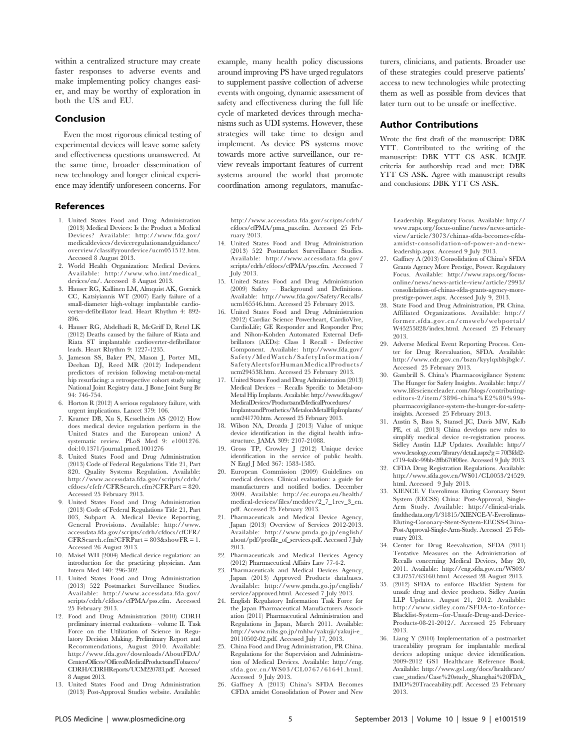within a centralized structure may create faster responses to adverse events and make implementing policy changes easier, and may be worthy of exploration in both the US and EU.

## Conclusion

Even the most rigorous clinical testing of experimental devices will leave some safety and effectiveness questions unanswered. At the same time, broader dissemination of new technology and longer clinical experience may identify unforeseen concerns. For example, many health policy discussions around improving PS have urged regulators to supplement passive collection of adverse events with ongoing, dynamic assessment of safety and effectiveness during the full life cycle of marketed devices through mechanisms such as UDI systems. However, these strategies will take time to design and implement. As device PS systems move towards more active surveillance, our review reveals important features of current systems around the world that promote coordination among regulators, manufacturers, clinicians, and patients. Broader use of these strategies could preserve patients' access to new technologies while protecting them as well as possible from devices that later turn out to be unsafe or ineffective.

## Author Contributions

Wrote the first draft of the manuscript: DBK YTT. Contributed to the writing of the manuscript: DBK YTT CS ASK. ICMJE criteria for authorship read and met: DBK YTT CS ASK. Agree with manuscript results and conclusions: DBK YTT CS ASK.

## References

1. United States Food and Drug Administration (2013) Medical Devices: Is the Product a Medical Device? Available: http://www.fda.gov/medicaldevices/deviceregulationandguidance/overview/classifyyourdevice/ucm051512.htm. Accessed 8 August 2013.
2. World Health Organization: Medical Devices. Available: http://www.who.int/medical_devices/en/. Accessed 8 August 2013.
3. Hauser RG, Kallinen LM, Almquist AK, Gornick CC, Katsiyiannis WT (2007) Early failure of a small-diameter high-voltage implantable cardioverter-defibrillator lead. Heart Rhythm 4: 892-896.
4. Hauser RG, Abdelhadi R, McGriff D, Retel LK (2012) Deaths caused by the failure of Riata and Riata ST implantable cardioverter-defibrillator leads. Heart Rhythm 9: 1227-1235.
5. Jameson SS, Baker PN, Mason J, Porter ML, Deehan DJ, Reed MR (2012) Independent predictors of revision following metal-on-metal hip resurfacing: a retrospective cohort study using National Joint Registry data. J Bone Joint Surg Br 94: 746-754.
6. Horton R (2012) A serious regulatory failure, with urgent implications. Lancet 379: 106.
7. Kramer DB, Xu S, Kesselheim AS (2012) How does medical device regulation perform in the United States and the European union? A systematic review. PLoS Med 9: e1001276. doi:10.1371/journal.pmed.1001276
8. United States Food and Drug Administration (2013) Code of Federal Regulations Title 21, Part 820. Quality Systems Regulation. Available: http://www.accessdata.fda.gov/scripts/cdrh/cfdocs/cfcfr/CFRSearch.cfm?CFRPart = 820. Accessed 25 February 2013.
9. United States Food and Drug Administration (2013) Code of Federal Regulations Title 21, Part 803, Subpart A. Medical Device Reporting, General Provisions. Available: http://www.accessdata.fda.gov/scripts/cdrh/cfdocs/cfCFR/CFRSearch.cfm?CFRPart = 803&showFR = 1. Accessed 26 August 2013.
10. Maisel WH (2004) Medical device regulation: an introduction for the practicing physician. Ann Intern Med 140: 296-302.
11. United States Food and Drug Administration (2013) 522 Postmarket Surveillance Studies. Available: http://www.accessdata.fda.gov/scripts/cdrh/cfdocs/cfPMA/pss.cfm. Accessed 25 February 2013.
12. Food and Drug Administration (2010) CDRH preliminary internal evaluations—volume II. Task Force on the Utilization of Science in Regulatory Decision Making. Preliminary Report and Recommendations, August 2010. Available: http://www.fda.gov/downloads/AboutFDA/CentersOffices/OfficeofMedicalProductsandTobacco/CDRH/CDRHReports/UCM220783.pdf. Accessed 8 August 2013.
13. United States Food and Drug Administration (2013) Post-Approval Studies website. Available: http://www.accessdata.fda.gov/scripts/cdrh/cfdocs/cfPMA/pma_pas.cfm. Accessed 25 February 2013.
14. United States Food and Drug Administration (2013) 522 Postmarket Surveillance Studies. Available: http://www.accessdata.fda.gov/scripts/cdrh/cfdocs/cfPMA/pss.cfm. Accessed 7 July 2013.
15. United States Food and Drug Administration (2009) Safety – Background and Definitions. Available: http://www.fda.gov/Safety/Recalls/ucm165546.htm. Accessed 25 February 2013.
16. United States Food and Drug Administration (2012) Cardiac Science Powerheart, CardioVive, CardioLife; GE Responder and Responder Pro; and Nihon-Kohden Automated External Defibrillators (AEDs): Class I Recall - Defective Component. Available: http://www.fda.gov/Safety/MedWatch/SafetyInformation/SafetyAlertsforHumanMedicalProducts/ucm294538.htm. Accessed 25 February 2013.
17. United States Food and Drug Administration (2013) Medical Devices – Recalls Specific to Metal-on-Metal Hip Implants. Available: http://www.fda.gov/MedicalDevices/ProductsandMedicalProcedures/ImplantsandProsthetics/MetalonMetalHipImplants/ucm241770.htm. Accessed 25 February 2013.
18. Wilson NA, Drozda J (2013) Value of unique device identification in the digital health infrastructure. JAMA 309: 2107-21088.
19. Gross TP, Crowley J (2012) Unique device identification in the service of public health. N Engl J Med 367: 1583-1585.
20. European Commission (2009) Guidelines on medical devices. Clinical evaluation: a guide for manufacturers and notified bodies. December 2009. Available: http://ec.europa.eu/health/medical-devices/files/meddev/2_7_1rev_3_en.pdf. Accessed 25 February 2013.
21. Pharmaceuticals and Medical Device Agency, Japan (2013) Overview of Services 2012-2013. Available: http://www.pmda.go.jp/english/about/pdf/profile_of_services.pdf. Accessed 7 July 2013.
22. Pharmaceuticals and Medical Devices Agency (2012) Pharmaceutical Affairs Law 77-4-2.
23. Pharmaceuticals and Medical Devices Agency, Japan (2013) Approved Products databases. Available: http://www.pmda.go.jp/english/service/approved.html. Accessed 7 July 2013.
24. English Regulatory Information Task Force for the Japan Pharmaceutical Manufacturers Association (2011) Pharmaceutical Administration and Regulations in Japan, March 2011. Available: http://www.nihs.go.jp/mhlw/yakuji/yakuji-e_20110502-02.pdf. Accessed July 17, 2013.
25. China Food and Drug Administration, PR China. Regulations for the Supervision and Administration of Medical Devices. Available: http://eng.sfda.gov.cn/WS03/CL0767/61641.html. Accessed 9 July 2013.
26. Gaffney A (2013) China's SFDA Becomes CFDA amidst Consolidation of Power and New Leadership. Regulatory Focus. Available: http://www.raps.org/focus-online/news/news-article-view/article/3073/chinas-sfda-becomes-cfda-amidst-consolidation-of-power-and-new-leadership.aspx. Accessed 9 July 2013.
27. Gaffney A (2013) Consolidation of China's SFDA Grants Agency More Prestige, Power. Regulatory Focus. Available: http://www.raps.org/focus-online/news/news-article-view/article/2993/consolidation-of-chinas-sfda-grants-agency-more-prestige-power.aspx. Accessed July 9, 2013.
28. State Food and Drug Administration, PR China. Affiliated Organizations. Available: http://former.sfda.gov.cn/cmsweb/webportal/W45255828/index.html. Accessed 25 February 2013.
29. Adverse Medical Event Reporting Process. Center for Drug Reevaluation, SFDA. Available: http://www.cdr.gov.cn/bszn/kyylqxblsjbglc/. Accessed 25 February 2013.
30. Gambrill S. China's Pharmacovigilance System: The Hunger for Safety Insights. Available: http://www.lifescienceleader.com/blogs/contributing-editors-2/item/3896-china%E2%80%99s-pharmacovigilance-system-the-hunger-for-safety-insights. Accessed 25 February 2013.
31. Austin S, Bass S, Stansel JC, Davis MW, Kalb PE, et al. (2013) China develops new rules to simplify medical device re-registration process. Sidley Austin LLP Updates. Available: http://www.lexology.com/library/detail.aspx?g = 70f3fdd2-c719-4a8c-99bb-2ffb670f08ee. Accessed 9 July 2013.
32. CFDA Drug Registration Regulations. Available: http://www.sfda.gov.cn/WS01/CL0053/24529.html. Accessed 9 July 2013.
33. XIENCE V Everolimus Eluting Coronary Stent System (EECSS) China: Post-Approval, Single-Arm Study. Available: http://clinical-trials.findthedata.org/l/31815/XIENCE-V-Everolimus-Eluting-Coronary-Stent-System-EECSS-China-Post-Approval-Single-Arm-Study. Accessed 25 February 2013.
34. Center for Drug Reevaluation, SFDA (2011) Tentative Measures on the Administration of Recalls concerning Medical Devices, May 20, 2011. Available: http://eng.sfda.gov.cn/WS03/CL0757/63160.html. Accessed 28 August 2013.
35. (2012) SFDA to enforce Blacklist System for unsafe drug and device products. Sidley Austin LLP Updates. August 21, 2012. Available: http://www.sidley.com/SFDA-to-Enforce-Blacklist-System--for-Unsafe-Drug-and-Device-Products-08-21-2012/. Accessed 25 February 2013.
36. Liang Y (2010) Implementation of a postmarket traceability program for implantable medical devices adopting unique device identification. 2009-2012 GS1 Healthcare Reference Book. Available: http://www.gs1.org/docs/healthcare/case_studies/Case%20study_Shanghai%20FDA_IMD%20Traceability.pdf. Accessed 25 February 2013.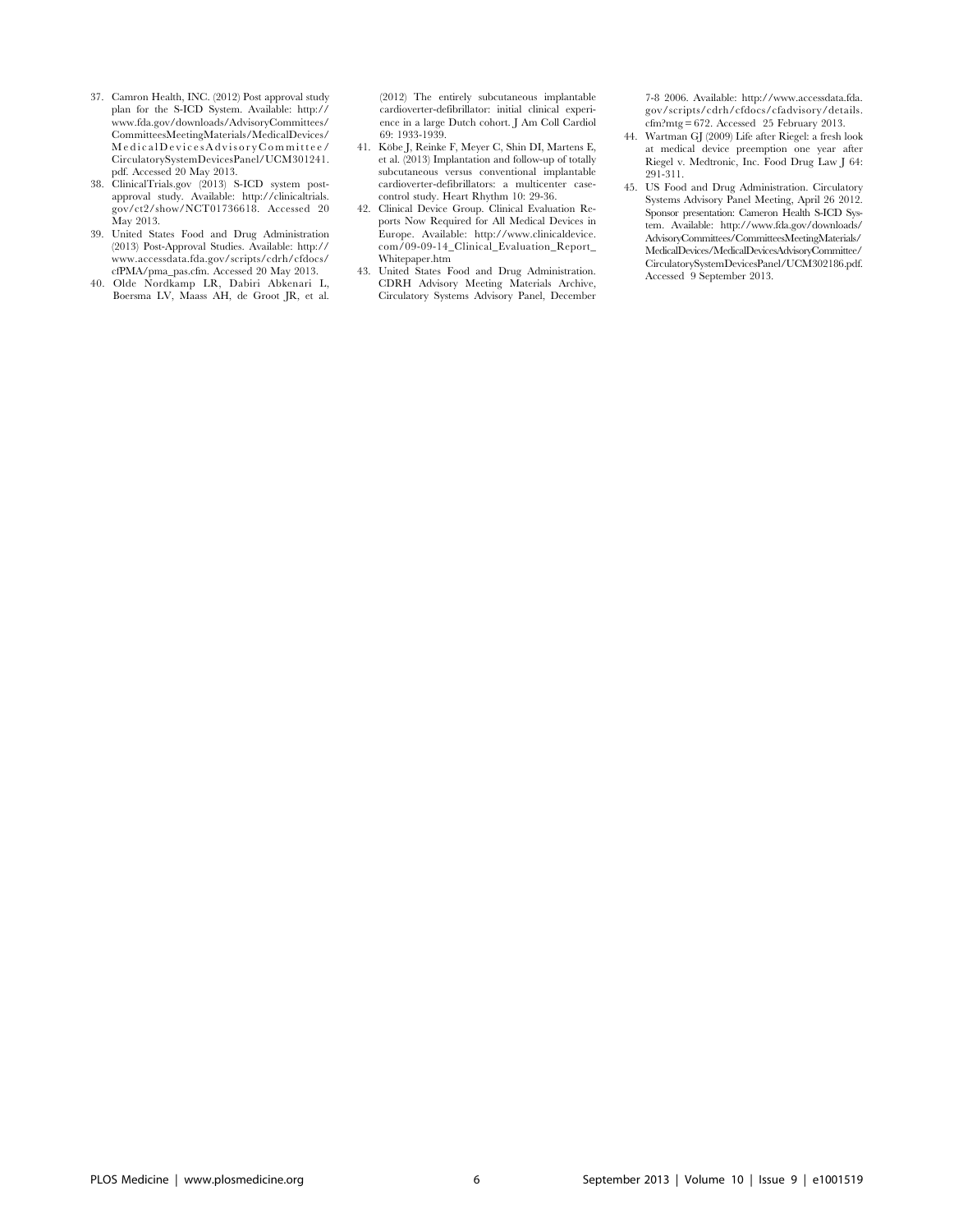37. Camron Health, INC. (2012) Post approval study plan for the S-ICD System. Available: http://www.fda.gov/downloads/AdvisoryCommittees/CommitteesMeetingMaterials/MedicalDevices/MedicalDevicesAdvisoryCommittee/CirculatorySystemDevicesPanel/UCM301241.pdf. Accessed 20 May 2013.
38. ClinicalTrials.gov (2013) S-ICD system post-approval study. Available: http://clinicaltrials.gov/ct2/show/NCT01736618. Accessed 20 May 2013.
39. United States Food and Drug Administration (2013) Post-Approval Studies. Available: http://www.accessdata.fda.gov/scripts/cdrh/cfdocs/cfPMA/pma_pas.cfm. Accessed 20 May 2013.
40. Olde Nordkamp LR, Dabiri Abkenari L, Boersma LV, Maass AH, de Groot JR, et al. (2012) The entirely subcutaneous implantable cardioverter-defibrillator: initial clinical experience in a large Dutch cohort. J Am Coll Cardiol 69: 1933-1939.
41. Köbe J, Reinke F, Meyer C, Shin DI, Martens E, et al. (2013) Implantation and follow-up of totally subcutaneous versus conventional implantable cardioverter-defibrillators: a multicenter case-control study. Heart Rhythm 10: 29-36.
42. Clinical Device Group. Clinical Evaluation Reports Now Required for All Medical Devices in Europe. Available: http://www.clinicaldevice.com/09-09-14_Clinical_Evaluation_Report_Whitepaper.htm
43. United States Food and Drug Administration. CDRH Advisory Meeting Materials Archive, Circulatory Systems Advisory Panel, December 7-8 2006. Available: http://www.accessdata.fda.gov/scripts/cdrh/cfdocs/cfadvisory/details.cfm?mtg = 672. Accessed 25 February 2013.
44. Wartman GJ (2009) Life after Riegel: a fresh look at medical device preemption one year after Riegel v. Medtronic, Inc. Food Drug Law J 64: 291-311.
45. US Food and Drug Administration. Circulatory Systems Advisory Panel Meeting, April 26 2012. Sponsor presentation: Cameron Health S-ICD System. Available: http://www.fda.gov/downloads/AdvisoryCommittees/CommitteesMeetingMaterials/MedicalDevices/MedicalDevicesAdvisoryCommittee/CirculatorySystemDevicesPanel/UCM302186.pdf. Accessed 9 September 2013.